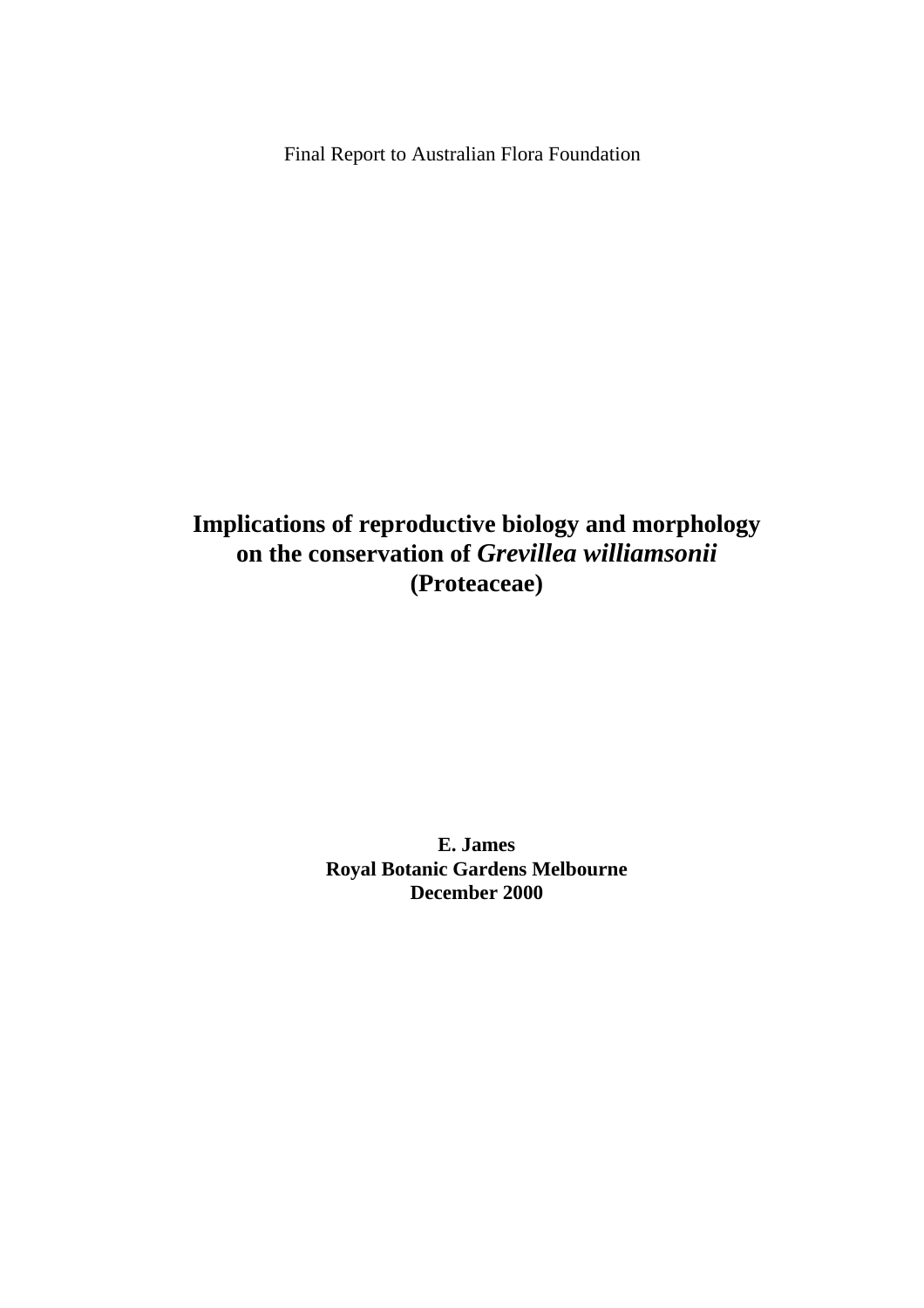Final Report to Australian Flora Foundation

# Implications of reproductive biology and morphology on the conservation of *Grevillea williamsonii* (Proteaceae)

**E. James**
**Royal Botanic Gardens Melbourne**
**December 2000**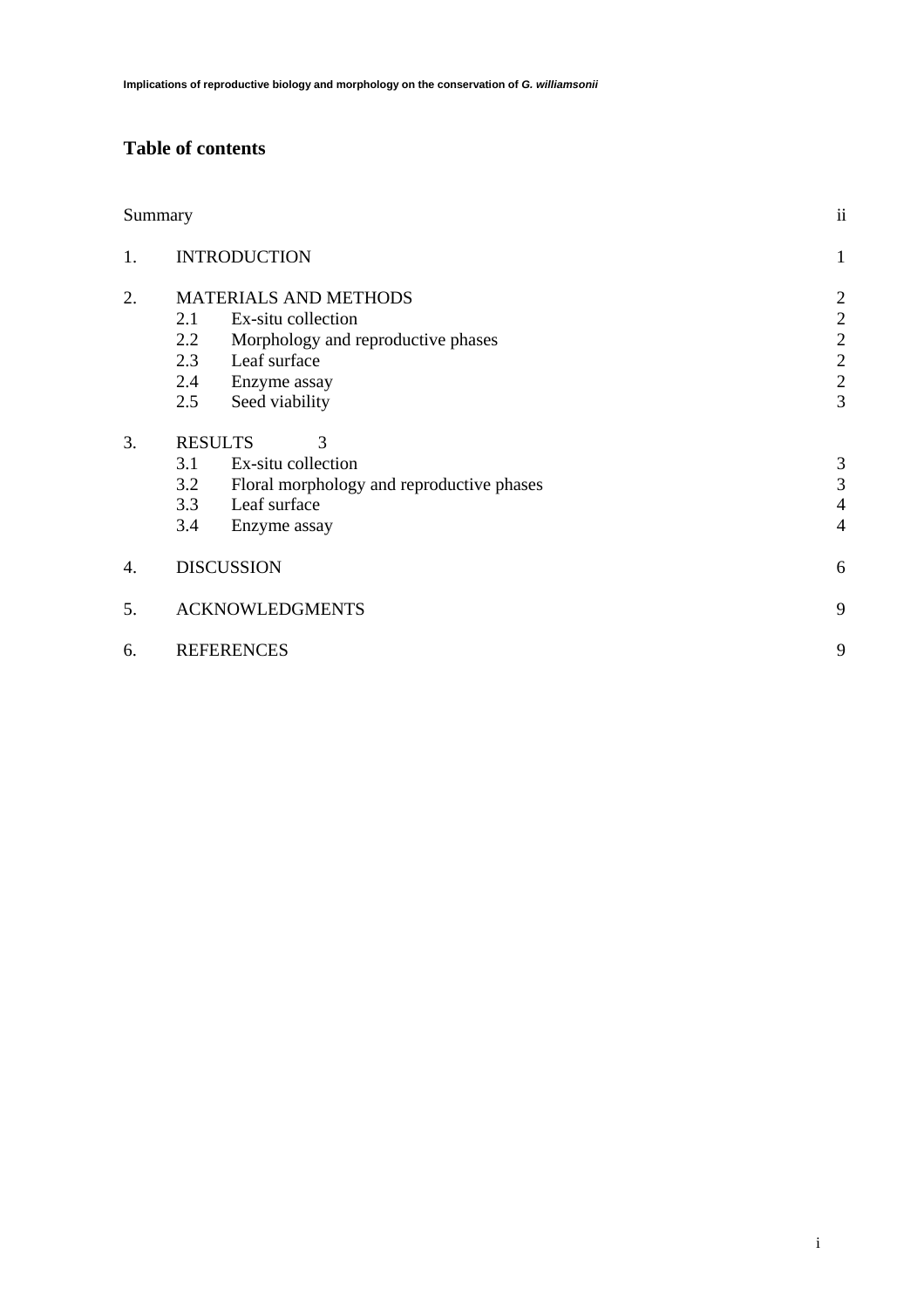## Table of contents

| | | Page |
|---|---|---|
| Summary | | ii |
| 1. | INTRODUCTION | 1 |
| 2. | MATERIALS AND METHODS | 2 |
| | 2.1 Ex-situ collection | 2 |
| | 2.2 Morphology and reproductive phases | 2 |
| | 2.3 Leaf surface | 2 |
| | 2.4 Enzyme assay | 2 |
| | 2.5 Seed viability | 3 |
| 3. | RESULTS 3 | |
| | 3.1 Ex-situ collection | 3 |
| | 3.2 Floral morphology and reproductive phases | 3 |
| | 3.3 Leaf surface | 4 |
| | 3.4 Enzyme assay | 4 |
| 4. | DISCUSSION | 6 |
| 5. | ACKNOWLEDGMENTS | 9 |
| 6. | REFERENCES | 9 |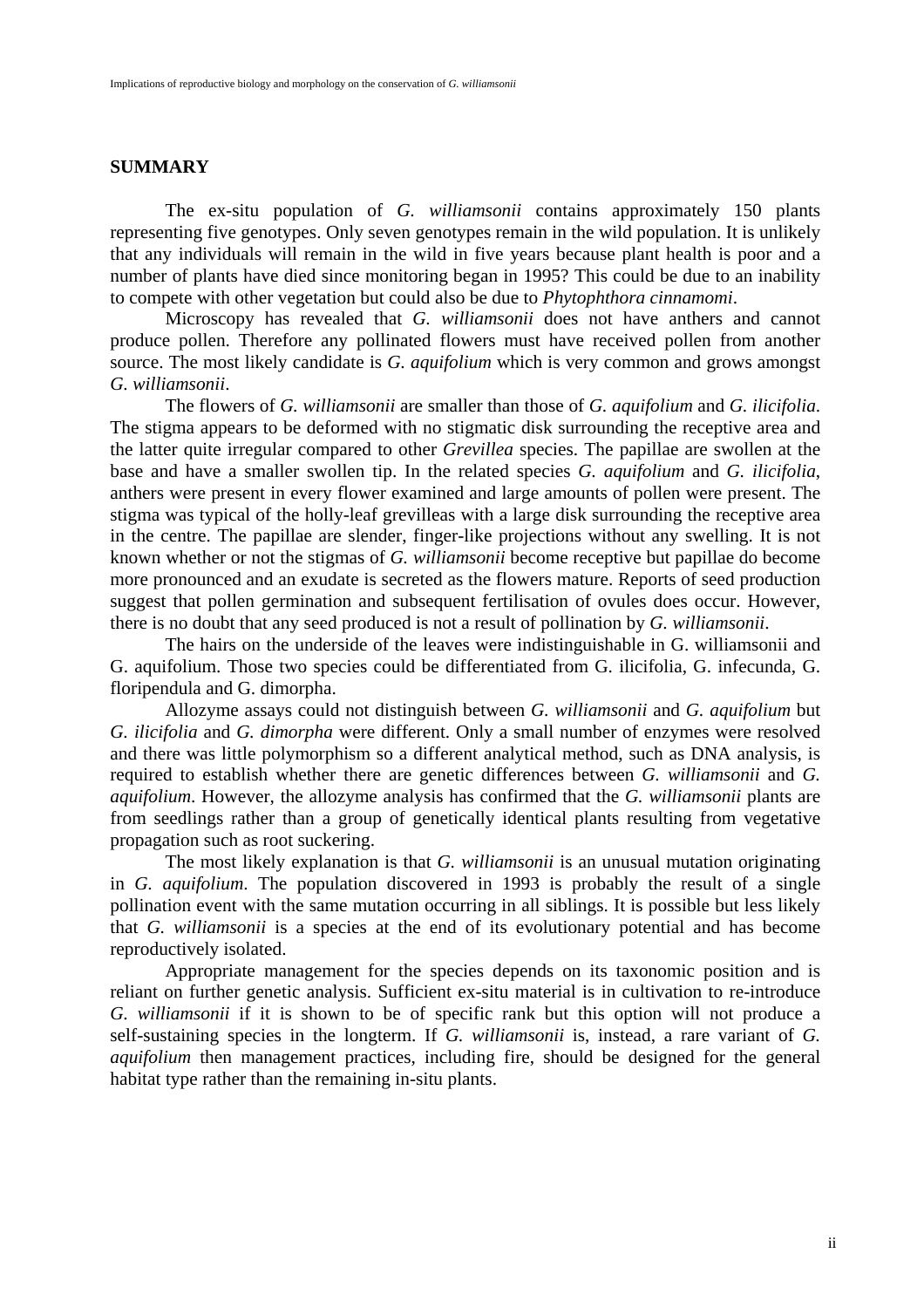## SUMMARY

The ex-situ population of *G. williamsonii* contains approximately 150 plants representing five genotypes. Only seven genotypes remain in the wild population. It is unlikely that any individuals will remain in the wild in five years because plant health is poor and a number of plants have died since monitoring began in 1995? This could be due to an inability to compete with other vegetation but could also be due to *Phytophthora cinnamomi*.

Microscopy has revealed that *G. williamsonii* does not have anthers and cannot produce pollen. Therefore any pollinated flowers must have received pollen from another source. The most likely candidate is *G. aquifolium* which is very common and grows amongst *G. williamsonii*.

The flowers of *G. williamsonii* are smaller than those of *G. aquifolium* and *G. ilicifolia*. The stigma appears to be deformed with no stigmatic disk surrounding the receptive area and the latter quite irregular compared to other *Grevillea* species. The papillae are swollen at the base and have a smaller swollen tip. In the related species *G. aquifolium* and *G. ilicifolia*, anthers were present in every flower examined and large amounts of pollen were present. The stigma was typical of the holly-leaf grevilleas with a large disk surrounding the receptive area in the centre. The papillae are slender, finger-like projections without any swelling. It is not known whether or not the stigmas of *G. williamsonii* become receptive but papillae do become more pronounced and an exudate is secreted as the flowers mature. Reports of seed production suggest that pollen germination and subsequent fertilisation of ovules does occur. However, there is no doubt that any seed produced is not a result of pollination by *G. williamsonii*.

The hairs on the underside of the leaves were indistinguishable in G. williamsonii and G. aquifolium. Those two species could be differentiated from G. ilicifolia, G. infecunda, G. floripendula and G. dimorpha.

Allozyme assays could not distinguish between *G. williamsonii* and *G. aquifolium* but *G. ilicifolia* and *G. dimorpha* were different. Only a small number of enzymes were resolved and there was little polymorphism so a different analytical method, such as DNA analysis, is required to establish whether there are genetic differences between *G. williamsonii* and *G. aquifolium*. However, the allozyme analysis has confirmed that the *G. williamsonii* plants are from seedlings rather than a group of genetically identical plants resulting from vegetative propagation such as root suckering.

The most likely explanation is that *G. williamsonii* is an unusual mutation originating in *G. aquifolium*. The population discovered in 1993 is probably the result of a single pollination event with the same mutation occurring in all siblings. It is possible but less likely that *G. williamsonii* is a species at the end of its evolutionary potential and has become reproductively isolated.

Appropriate management for the species depends on its taxonomic position and is reliant on further genetic analysis. Sufficient ex-situ material is in cultivation to re-introduce *G. williamsonii* if it is shown to be of specific rank but this option will not produce a self-sustaining species in the longterm. If *G. williamsonii* is, instead, a rare variant of *G. aquifolium* then management practices, including fire, should be designed for the general habitat type rather than the remaining in-situ plants.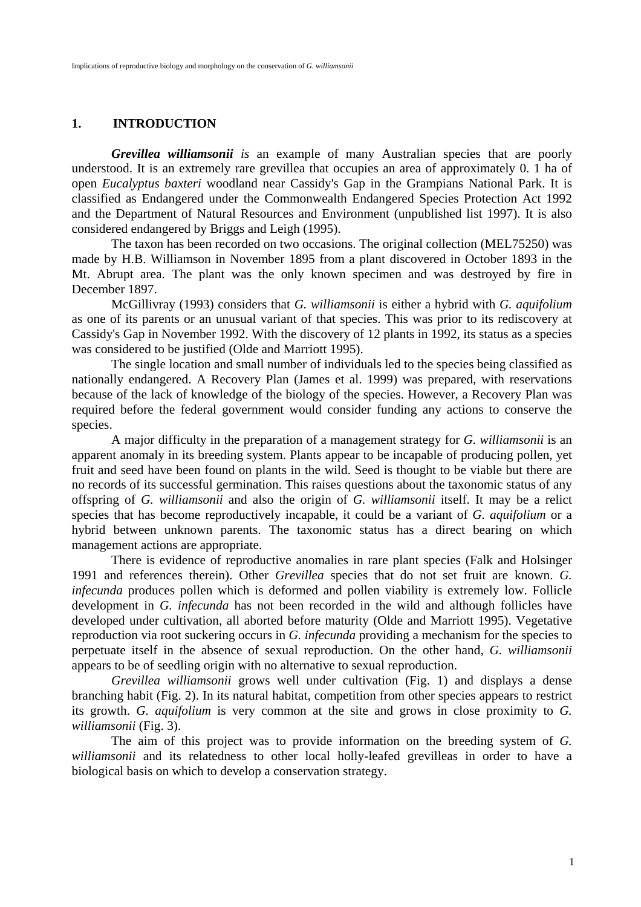## 1. INTRODUCTION

***Grevillea williamsonii*** *is* an example of many Australian species that are poorly understood. It is an extremely rare grevillea that occupies an area of approximately 0. 1 ha of open *Eucalyptus baxteri* woodland near Cassidy's Gap in the Grampians National Park. It is classified as Endangered under the Commonwealth Endangered Species Protection Act 1992 and the Department of Natural Resources and Environment (unpublished list 1997). It is also considered endangered by Briggs and Leigh (1995).

The taxon has been recorded on two occasions. The original collection (MEL75250) was made by H.B. Williamson in November 1895 from a plant discovered in October 1893 in the Mt. Abrupt area. The plant was the only known specimen and was destroyed by fire in December 1897.

McGillivray (1993) considers that *G. williamsonii* is either a hybrid with *G. aquifolium* as one of its parents or an unusual variant of that species. This was prior to its rediscovery at Cassidy's Gap in November 1992. With the discovery of 12 plants in 1992, its status as a species was considered to be justified (Olde and Marriott 1995).

The single location and small number of individuals led to the species being classified as nationally endangered. A Recovery Plan (James et al. 1999) was prepared, with reservations because of the lack of knowledge of the biology of the species. However, a Recovery Plan was required before the federal government would consider funding any actions to conserve the species.

A major difficulty in the preparation of a management strategy for *G. williamsonii* is an apparent anomaly in its breeding system. Plants appear to be incapable of producing pollen, yet fruit and seed have been found on plants in the wild. Seed is thought to be viable but there are no records of its successful germination. This raises questions about the taxonomic status of any offspring of *G. williamsonii* and also the origin of *G. williamsonii* itself. It may be a relict species that has become reproductively incapable, it could be a variant of *G. aquifolium* or a hybrid between unknown parents. The taxonomic status has a direct bearing on which management actions are appropriate.

There is evidence of reproductive anomalies in rare plant species (Falk and Holsinger 1991 and references therein). Other *Grevillea* species that do not set fruit are known. *G. infecunda* produces pollen which is deformed and pollen viability is extremely low. Follicle development in *G. infecunda* has not been recorded in the wild and although follicles have developed under cultivation, all aborted before maturity (Olde and Marriott 1995). Vegetative reproduction via root suckering occurs in *G. infecunda* providing a mechanism for the species to perpetuate itself in the absence of sexual reproduction. On the other hand, *G. williamsonii* appears to be of seedling origin with no alternative to sexual reproduction.

*Grevillea williamsonii* grows well under cultivation (Fig. 1) and displays a dense branching habit (Fig. 2). In its natural habitat, competition from other species appears to restrict its growth. *G. aquifolium* is very common at the site and grows in close proximity to *G. williamsonii* (Fig. 3).

The aim of this project was to provide information on the breeding system of *G. williamsonii* and its relatedness to other local holly-leafed grevilleas in order to have a biological basis on which to develop a conservation strategy.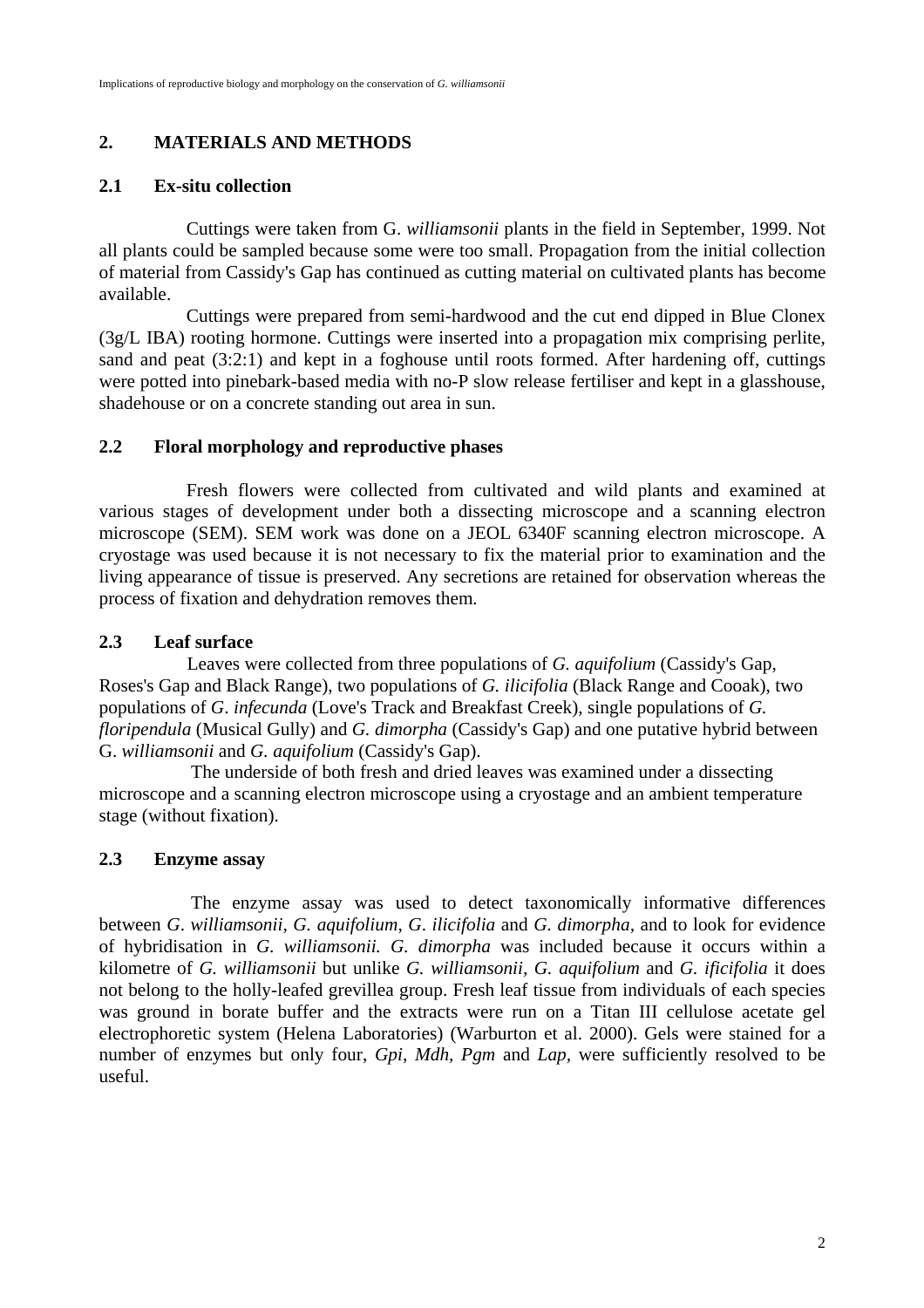## 2. MATERIALS AND METHODS

### 2.1 Ex-situ collection

Cuttings were taken from G. *williamsonii* plants in the field in September, 1999. Not all plants could be sampled because some were too small. Propagation from the initial collection of material from Cassidy's Gap has continued as cutting material on cultivated plants has become available.

Cuttings were prepared from semi-hardwood and the cut end dipped in Blue Clonex (3g/L IBA) rooting hormone. Cuttings were inserted into a propagation mix comprising perlite, sand and peat (3:2:1) and kept in a foghouse until roots formed. After hardening off, cuttings were potted into pinebark-based media with no-P slow release fertiliser and kept in a glasshouse, shadehouse or on a concrete standing out area in sun.

### 2.2 Floral morphology and reproductive phases

Fresh flowers were collected from cultivated and wild plants and examined at various stages of development under both a dissecting microscope and a scanning electron microscope (SEM). SEM work was done on a JEOL 6340F scanning electron microscope. A cryostage was used because it is not necessary to fix the material prior to examination and the living appearance of tissue is preserved. Any secretions are retained for observation whereas the process of fixation and dehydration removes them.

### 2.3 Leaf surface

Leaves were collected from three populations of *G. aquifolium* (Cassidy's Gap, Roses's Gap and Black Range), two populations of *G. ilicifolia* (Black Range and Cooak), two populations of *G*. *infecunda* (Love's Track and Breakfast Creek), single populations of *G. floripendula* (Musical Gully) and *G. dimorpha* (Cassidy's Gap) and one putative hybrid between G. *williamsonii* and *G. aquifolium* (Cassidy's Gap).

The underside of both fresh and dried leaves was examined under a dissecting microscope and a scanning electron microscope using a cryostage and an ambient temperature stage (without fixation).

### 2.3 Enzyme assay

The enzyme assay was used to detect taxonomically informative differences between *G*. *williamsonii, G. aquifolium, G*. *ilicifolia* and *G. dimorpha*, and to look for evidence of hybridisation in *G. williamsonii. G. dimorpha* was included because it occurs within a kilometre of *G. williamsonii* but unlike *G. williamsonii, G. aquifolium* and *G. ificifolia* it does not belong to the holly-leafed grevillea group. Fresh leaf tissue from individuals of each species was ground in borate buffer and the extracts were run on a Titan III cellulose acetate gel electrophoretic system (Helena Laboratories) (Warburton et al. 2000). Gels were stained for a number of enzymes but only four, *Gpi*, *Mdh*, *Pgm* and *Lap*, were sufficiently resolved to be useful.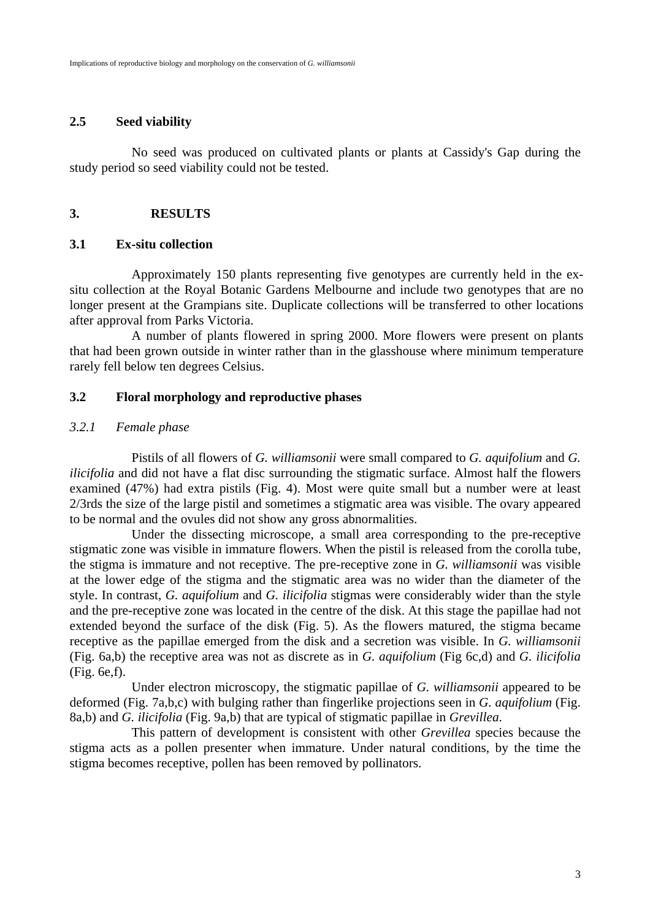## 2.5 Seed viability

No seed was produced on cultivated plants or plants at Cassidy's Gap during the study period so seed viability could not tested.

# 3. RESULTS

## 3.1 Ex-situ collection

Approximately 150 plants representing five genotypes are currently held in the ex-situ collection at the Royal Botanic Gardens Melbourne and include two genotypes that are no longer present at the Grampians site. Duplicate collections will be transferred to other locations after approval from Parks Victoria.

A number of plants flowered in spring 2000. More flowers were present on plants that had been grown outside in winter rather than in the glasshouse where minimum temperature rarely fell below ten degrees Celsius.

## 3.2 Floral morphology and reproductive phases

### *3.2.1 Female phase*

Pistils of all flowers of *G. williamsonii* were small compared to *G. aquifolium* and *G. ilicifolia* and did not have a flat disc surrounding the stigmatic surface. Almost half the flowers examined (47%) had extra pistils (Fig. 4). Most were quite small but a number were at least 2/3rds the size of the large pistil and sometimes a stigmatic area was visible. The ovary appeared to be normal and the ovules did not show any gross abnormalities.

Under the dissecting microscope, a small area corresponding to the pre-receptive stigmatic zone was visible in immature flowers. When the pistil is released from the corolla tube, the stigma is immature and not receptive. The pre-receptive zone in *G. williamsonii* was visible at the lower edge of the stigma and the stigmatic area was no wider than the diameter of the style. In contrast, *G. aquifolium* and *G. ilicifolia* stigmas were considerably wider than the style and the pre-receptive zone was located in the centre of the disk. At this stage the papillae had not extended beyond the surface of the disk (Fig. 5). As the flowers matured, the stigma became receptive as the papillae emerged from the disk and a secretion was visible. In *G. williamsonii* (Fig. 6a,b) the receptive area was not as discrete as in *G. aquifolium* (Fig 6c,d) and *G. ilicifolia* (Fig. 6e,f).

Under electron microscopy, the stigmatic papillae of *G. williamsonii* appeared to be deformed (Fig. 7a,b,c) with bulging rather than fingerlike projections seen in *G. aquifolium* (Fig. 8a,b) and *G. ilicifolia* (Fig. 9a,b) that are typical of stigmatic papillae in *Grevillea*.

This pattern of development is consistent with other *Grevillea* species because the stigma acts as a pollen presenter when immature. Under natural conditions, by the time the stigma becomes receptive, pollen has been removed by pollinators.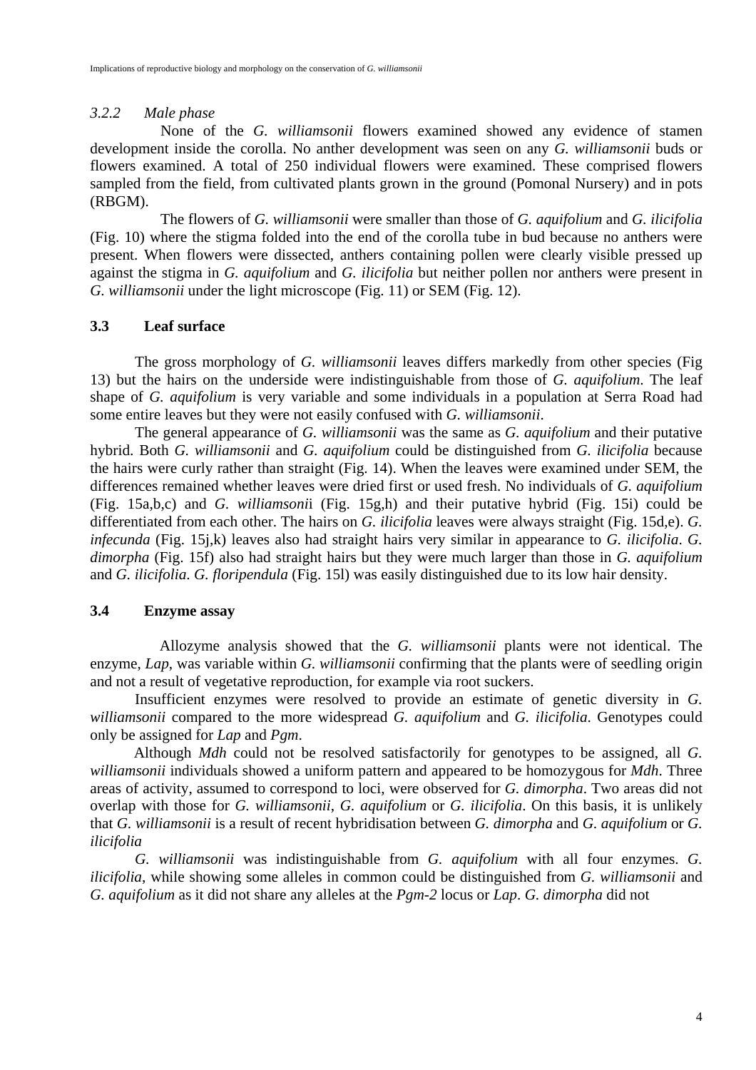#### *3.2.2 Male phase*

None of the *G. williamsonii* flowers examined showed any evidence of stamen development inside the corolla. No anther development was seen on any *G. williamsonii* buds or flowers examined. A total of 250 individual flowers were examined. These comprised flowers sampled from the field, from cultivated plants grown in the ground (Pomonal Nursery) and in pots (RBGM).

The flowers of *G. williamsonii* were smaller than those of *G. aquifolium* and *G. ilicifolia* (Fig. 10) where the stigma folded into the end of the corolla tube in bud because no anthers were present. When flowers were dissected, anthers containing pollen were clearly visible pressed up against the stigma in *G. aquifolium* and *G. ilicifolia* but neither pollen nor anthers were present in *G. williamsonii* under the light microscope (Fig. 11) or SEM (Fig. 12).

### 3.3 Leaf surface

The gross morphology of *G. williamsonii* leaves differs markedly from other species (Fig 13) but the hairs on the underside were indistinguishable from those of *G. aquifolium*. The leaf shape of *G. aquifolium* is very variable and some individuals in a population at Serra Road had some entire leaves but they were not easily confused with *G. williamsonii*.

The general appearance of *G. williamsonii* was the same as *G. aquifolium* and their putative hybrid. Both *G. williamsonii* and *G. aquifolium* could be distinguished from *G. ilicifolia* because the hairs were curly rather than straight (Fig. 14). When the leaves were examined under SEM, the differences remained whether leaves were dried first or used fresh. No individuals of *G. aquifolium* (Fig. 15a,b,c) and *G. williamsonii* (Fig. 15g,h) and their putative hybrid (Fig. 15i) could be differentiated from each other. The hairs on *G. ilicifolia* leaves were always straight (Fig. 15d,e). *G. infecunda* (Fig. 15j,k) leaves also had straight hairs very similar in appearance to *G. ilicifolia*. *G. dimorpha* (Fig. 15f) also had straight hairs but they were much larger than those in *G. aquifolium* and *G. ilicifolia*. *G. floripendula* (Fig. 15l) was easily distinguished due to its low hair density.

### 3.4 Enzyme assay

Allozyme analysis showed that the *G. williamsonii* plants were not identical. The enzyme, *Lap*, was variable within *G. williamsonii* confirming that the plants were of seedling origin and not a result of vegetative reproduction, for example via root suckers.

Insufficient enzymes were resolved to provide an estimate of genetic diversity in *G. williamsonii* compared to the more widespread *G. aquifolium* and *G. ilicifolia*. Genotypes could only be assigned for *Lap* and *Pgm*.

Although *Mdh* could not be resolved satisfactorily for genotypes to be assigned, all *G. williamsonii* individuals showed a uniform pattern and appeared to be homozygous for *Mdh*. Three areas of activity, assumed to correspond to loci, were observed for *G. dimorpha*. Two areas did not overlap with those for *G. williamsonii*, *G. aquifolium* or *G. ilicifolia*. On this basis, it is unlikely that *G. williamsonii* is a result of recent hybridisation between *G. dimorpha* and *G. aquifolium* or *G. ilicifolia*

*G. williamsonii* was indistinguishable from *G. aquifolium* with all four enzymes. *G. ilicifolia*, while showing some alleles in common could be distinguished from *G. williamsonii* and *G. aquifolium* as it did not share any alleles at the *Pgm-2* locus or *Lap*. *G. dimorpha* did not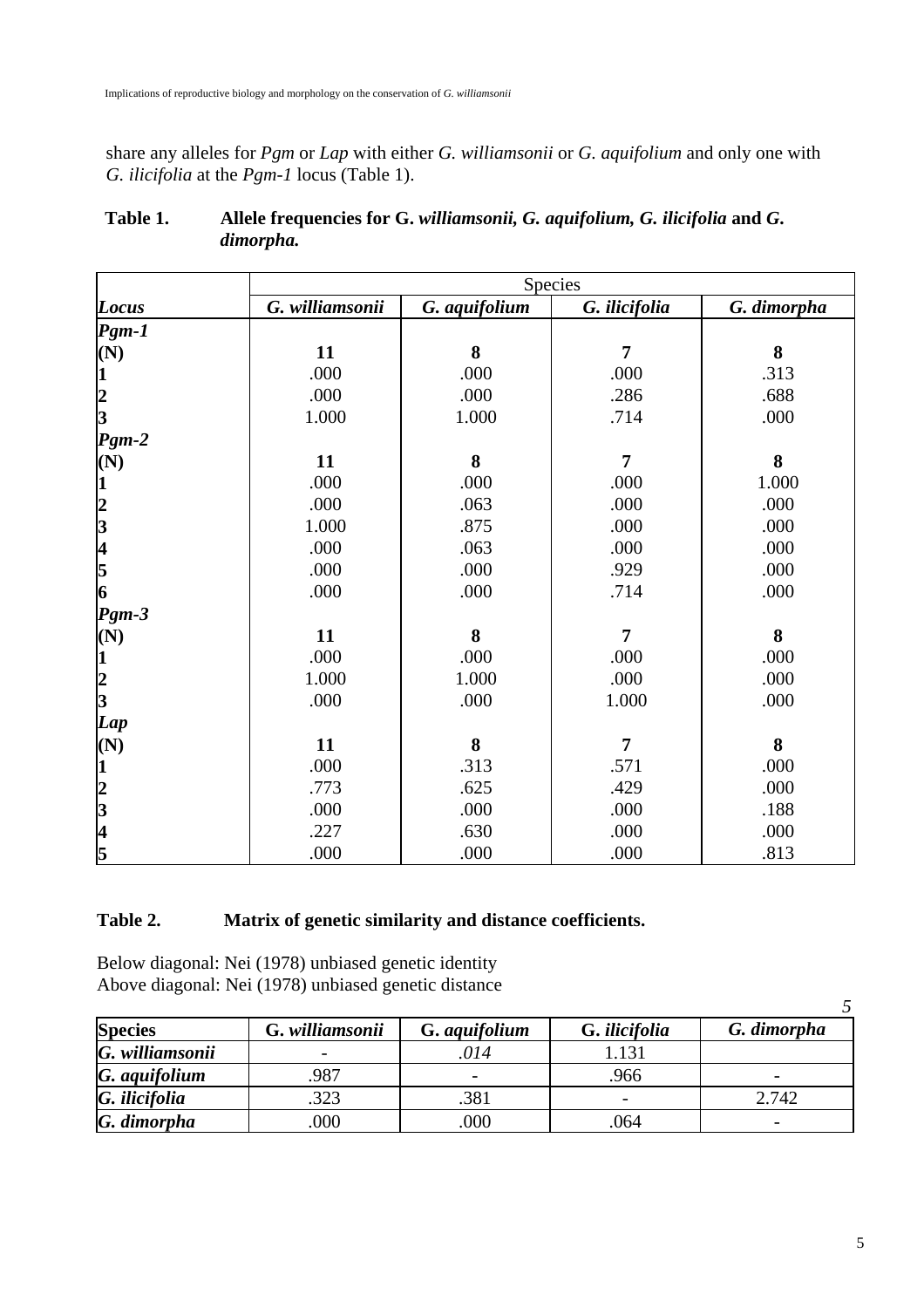share any alleles for *Pgm* or *Lap* with either *G. williamsonii* or *G. aquifolium* and only one with *G. ilicifolia* at the *Pgm-1* locus (Table 1).

**Table 1. Allele frequencies for G. *williamsonii, G. aquifolium, G. ilicifolia* and *G. dimorpha.***

| | Species | | | |
|---|---|---|---|---|
| ***Locus*** | ***G. williamsonii*** | ***G. aquifolium*** | ***G. ilicifolia*** | ***G. dimorpha*** |
| ***Pgm-1*** | | | | |
| **(N)** | **11** | **8** | **7** | **8** |
| **1** | .000 | .000 | .000 | .313 |
| **2** | .000 | .000 | .286 | .688 |
| **3** | 1.000 | 1.000 | .714 | .000 |
| ***Pgm-2*** | | | | |
| **(N)** | **11** | **8** | **7** | **8** |
| **1** | .000 | .000 | .000 | 1.000 |
| **2** | .000 | .063 | .000 | .000 |
| **3** | 1.000 | .875 | .000 | .000 |
| **4** | .000 | .063 | .000 | .000 |
| **5** | .000 | .000 | .929 | .000 |
| **6** | .000 | .000 | .714 | .000 |
| ***Pgm-3*** | | | | |
| **(N)** | **11** | **8** | **7** | **8** |
| **1** | .000 | .000 | .000 | .000 |
| **2** | 1.000 | 1.000 | .000 | .000 |
| **3** | .000 | .000 | 1.000 | .000 |
| ***Lap*** | | | | |
| **(N)** | **11** | **8** | **7** | **8** |
| **1** | .000 | .313 | .571 | .000 |
| **2** | .773 | .625 | .429 | .000 |
| **3** | .000 | .000 | .000 | .188 |
| **4** | .227 | .630 | .000 | .000 |
| **5** | .000 | .000 | .000 | .813 |

**Table 2. Matrix of genetic similarity and distance coefficients.**

Below diagonal: Nei (1978) unbiased genetic identity
Above diagonal: Nei (1978) unbiased genetic distance

| **Species** | **G. *williamsonii*** | **G. *aquifolium*** | **G. *ilicifolia*** | ***G. dimorpha*** |
|---|---|---|---|---|
| ***G. williamsonii*** | - | *.014* | 1.131 | |
| ***G. aquifolium*** | .987 | - | .966 | - |
| ***G. ilicifolia*** | .323 | .381 | - | 2.742 |
| ***G. dimorpha*** | .000 | .000 | .064 | - |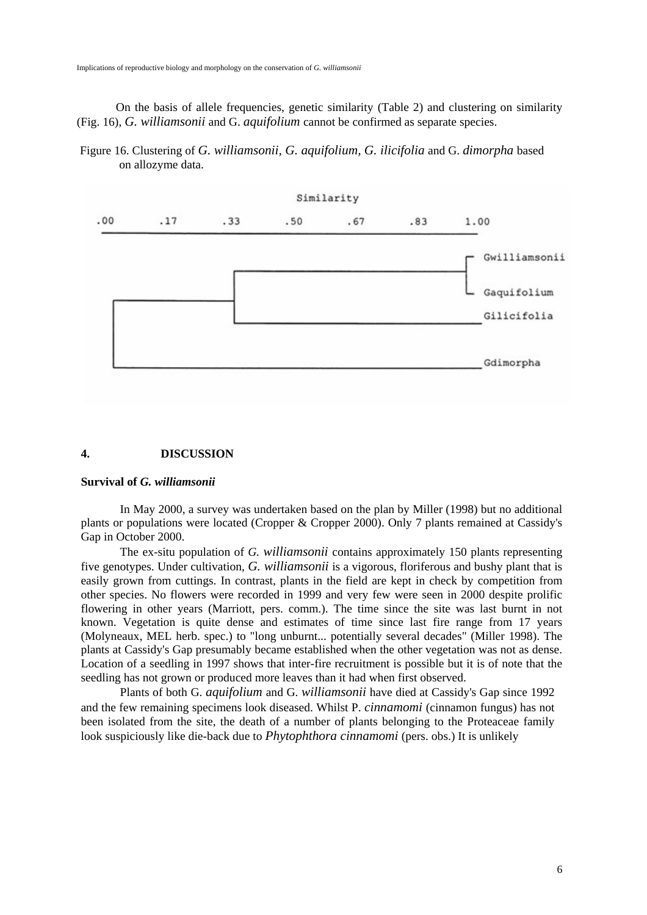On the basis of allele frequencies, genetic similarity (Table 2) and clustering on similarity (Fig. 16), *G. williamsonii* and G. *aquifolium* cannot be confirmed as separate species.

Figure 16. Clustering of *G. williamsonii*, *G. aquifolium*, *G. ilicifolia* and G. *dimorpha* based on allozyme data.

## 4. DISCUSSION

### Survival of *G. williamsonii*

In May 2000, a survey was undertaken based on the plan by Miller (1998) but no additional plants or populations were located (Cropper & Cropper 2000). Only 7 plants remained at Cassidy's Gap in October 2000.

The ex-situ population of *G. williamsonii* contains approximately 150 plants representing five genotypes. Under cultivation, *G. williamsonii* is a vigorous, floriferous and bushy plant that is easily grown from cuttings. In contrast, plants in the field are kept in check by competition from other species. No flowers were recorded in 1999 and very few were seen in 2000 despite prolific flowering in other years (Marriott, pers. comm.). The time since the site was last burnt in not known. Vegetation is quite dense and estimates of time since last fire range from 17 years (Molyneaux, MEL herb. spec.) to "long unburnt... potentially several decades" (Miller 1998). The plants at Cassidy's Gap presumably became established when the other vegetation was not as dense. Location of a seedling in 1997 shows that inter-fire recruitment is possible but it is of note that the seedling has not grown or produced more leaves than it had when first observed.

Plants of both G. *aquifolium* and G. *williamsonii* have died at Cassidy's Gap since 1992 and the few remaining specimens look diseased. Whilst P. *cinnamomi* (cinnamon fungus) has not been isolated from the site, the death of a number of plants belonging to the Proteaceae family look suspiciously like die-back due to *Phytophthora cinnamomi* (pers. obs.) It is unlikely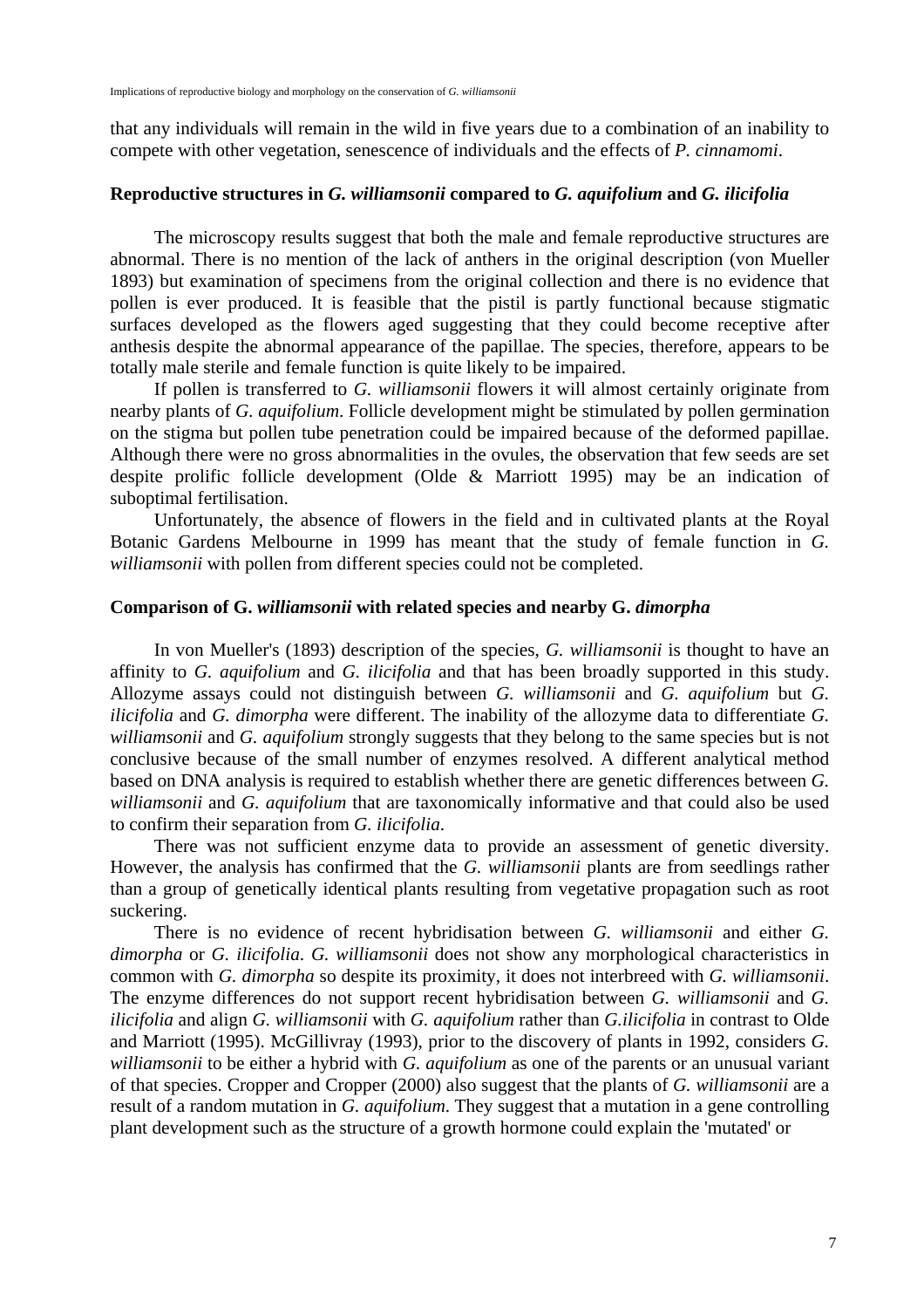that any individuals will remain in the wild in five years due to a combination of an inability to compete with other vegetation, senescence of individuals and the effects of *P. cinnamomi*.

### Reproductive structures in *G. williamsonii* compared to *G. aquifolium* and *G. ilicifolia*

The microscopy results suggest that both the male and female reproductive structures are abnormal. There is no mention of the lack of anthers in the original description (von Mueller 1893) but examination of specimens from the original collection and there is no evidence that pollen is ever produced. It is feasible that the pistil is partly functional because stigmatic surfaces developed as the flowers aged suggesting that they could become receptive after anthesis despite the abnormal appearance of the papillae. The species, therefore, appears to be totally male sterile and female function is quite likely to be impaired.

If pollen is transferred to *G. williamsonii* flowers it will almost certainly originate from nearby plants of *G. aquifolium*. Follicle development might be stimulated by pollen germination on the stigma but pollen tube penetration could be impaired because of the deformed papillae. Although there were no gross abnormalities in the ovules, the observation that few seeds are set despite prolific follicle development (Olde & Marriott 1995) may be an indication of suboptimal fertilisation.

Unfortunately, the absence of flowers in the field and in cultivated plants at the Royal Botanic Gardens Melbourne in 1999 has meant that the study of female function in *G. williamsonii* with pollen from different species could not be completed.

### Comparison of G. *williamsonii* with related species and nearby G. *dimorpha*

In von Mueller's (1893) description of the species, *G. williamsonii* is thought to have an affinity to *G. aquifolium* and *G. ilicifolia* and that has been broadly supported in this study. Allozyme assays could not distinguish between *G. williamsonii* and *G. aquifolium* but *G. ilicifolia* and *G. dimorpha* were different. The inability of the allozyme data to differentiate *G. williamsonii* and *G. aquifolium* strongly suggests that they belong to the same species but is not conclusive because of the small number of enzymes resolved. A different analytical method based on DNA analysis is required to establish whether there are genetic differences between *G. williamsonii* and *G. aquifolium* that are taxonomically informative and that could also be used to confirm their separation from *G. ilicifolia*.

There was not sufficient enzyme data to provide an assessment of genetic diversity. However, the analysis has confirmed that the *G. williamsonii* plants are from seedlings rather than a group of genetically identical plants resulting from vegetative propagation such as root suckering.

There is no evidence of recent hybridisation between *G. williamsonii* and either *G. dimorpha* or *G. ilicifolia*. *G. williamsonii* does not show any morphological characteristics in common with *G. dimorpha* so despite its proximity, it does not interbreed with *G. williamsonii*. The enzyme differences do not support recent hybridisation between *G. williamsonii* and *G. ilicifolia* and align *G. williamsonii* with *G. aquifolium* rather than *G.ilicifolia* in contrast to Olde and Marriott (1995). McGillivray (1993), prior to the discovery of plants in 1992, considers *G. williamsonii* to be either a hybrid with *G. aquifolium* as one of the parents or an unusual variant of that species. Cropper and Cropper (2000) also suggest that the plants of *G. williamsonii* are a result of a random mutation in *G. aquifolium*. They suggest that a mutation in a gene controlling plant development such as the structure of a growth hormone could explain the 'mutated' or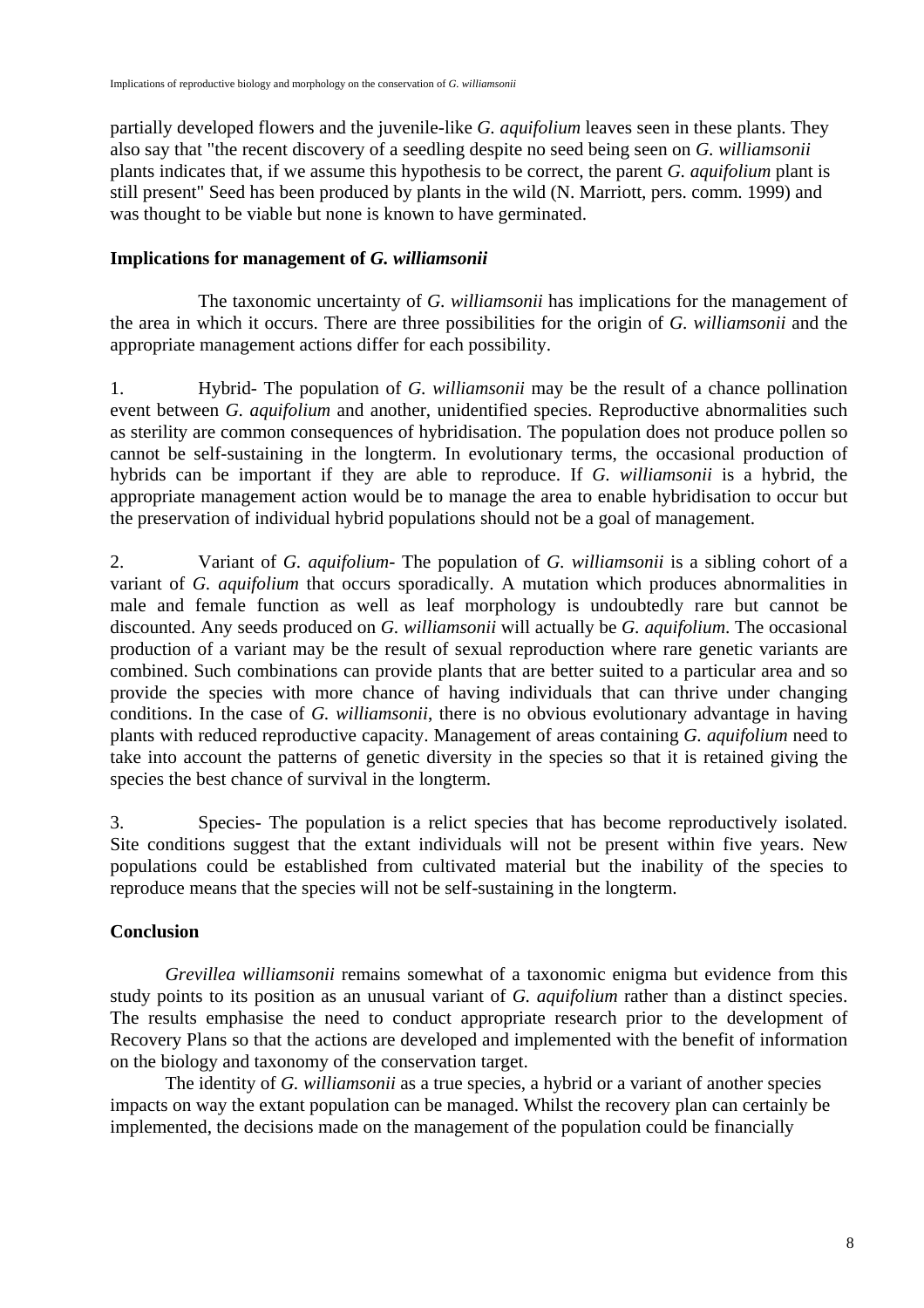partially developed flowers and the juvenile-like *G. aquifolium* leaves seen in these plants. They also say that "the recent discovery of a seedling despite no seed being seen on *G. williamsonii* plants indicates that, if we assume this hypothesis to be correct, the parent *G. aquifolium* plant is still present" Seed has been produced by plants in the wild (N. Marriott, pers. comm. 1999) and was thought to be viable but none is known to have germinated.

**Implications for management of *G. williamsonii***

The taxonomic uncertainty of *G. williamsonii* has implications for the management of the area in which it occurs. There are three possibilities for the origin of *G. williamsonii* and the appropriate management actions differ for each possibility.

1. Hybrid- The population of *G. williamsonii* may be the result of a chance pollination event between *G. aquifolium* and another, unidentified species. Reproductive abnormalities such as sterility are common consequences of hybridisation. The population does not produce pollen so cannot be self-sustaining in the longterm. In evolutionary terms, the occasional production of hybrids can be important if they are able to reproduce. If *G. williamsonii* is a hybrid, the appropriate management action would be to manage the area to enable hybridisation to occur but the preservation of individual hybrid populations should not be a goal of management.

2. Variant of *G. aquifolium*- The population of *G. williamsonii* is a sibling cohort of a variant of *G. aquifolium* that occurs sporadically. A mutation which produces abnormalities in male and female function as well as leaf morphology is undoubtedly rare but cannot be discounted. Any seeds produced on *G. williamsonii* will actually be *G. aquifolium*. The occasional production of a variant may be the result of sexual reproduction where rare genetic variants are combined. Such combinations can provide plants that are better suited to a particular area and so provide the species with more chance of having individuals that can thrive under changing conditions. In the case of *G. williamsonii*, there is no obvious evolutionary advantage in having plants with reduced reproductive capacity. Management of areas containing *G. aquifolium* need to take into account the patterns of genetic diversity in the species so that it is retained giving the species the best chance of survival in the longterm.

3. Species- The population is a relict species that has become reproductively isolated. Site conditions suggest that the extant individuals will not be present within five years. New populations could be established from cultivated material but the inability of the species to reproduce means that the species will not be self-sustaining in the longterm.

**Conclusion**

*Grevillea williamsonii* remains somewhat of a taxonomic enigma but evidence from this study points to its position as an unusual variant of *G. aquifolium* rather than a distinct species. The results emphasise the need to conduct appropriate research prior to the development of Recovery Plans so that the actions are developed and implemented with the benefit of information on the biology and taxonomy of the conservation target.

The identity of *G. williamsonii* as a true species, a hybrid or a variant of another species impacts on way the extant population can be managed. Whilst the recovery plan can certainly be implemented, the decisions made on the management of the population could be financially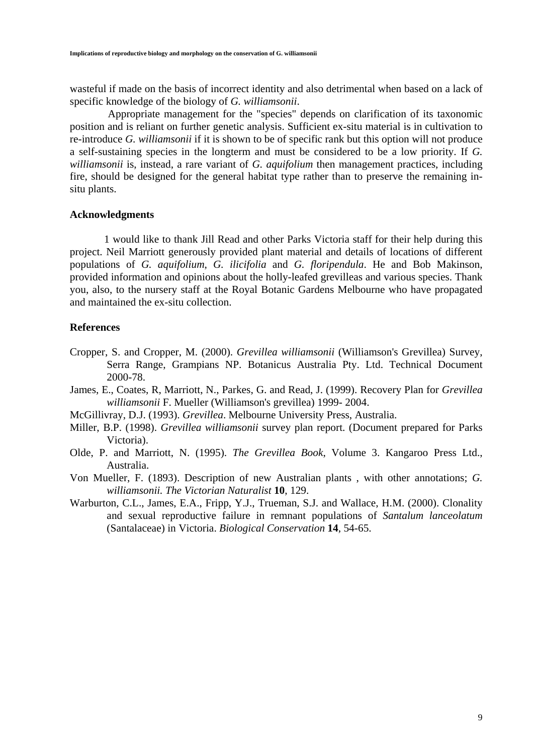wasteful if made on the basis of incorrect identity and also detrimental when based on a lack of specific knowledge of the biology of *G. williamsonii*.

Appropriate management for the "species" depends on clarification of its taxonomic position and is reliant on further genetic analysis. Sufficient ex-situ material is in cultivation to re-introduce *G. williamsonii* if it is shown to be of specific rank but this option will not produce a self-sustaining species in the longterm and must be considered to be a low priority. If *G. williamsonii* is, instead, a rare variant of *G. aquifolium* then management practices, including fire, should be designed for the general habitat type rather than to preserve the remaining in-situ plants.

## Acknowledgments

1 would like to thank Jill Read and other Parks Victoria staff for their help during this project. Neil Marriott generously provided plant material and details of locations of different populations of *G. aquifolium*, *G. ilicifolia* and *G. floripendula*. He and Bob Makinson, provided information and opinions about the holly-leafed grevilleas and various species. Thank you, also, to the nursery staff at the Royal Botanic Gardens Melbourne who have propagated and maintained the ex-situ collection.

## References

Cropper, S. and Cropper, M. (2000). *Grevillea williamsonii* (Williamson's Grevillea) Survey, Serra Range, Grampians NP. Botanicus Australia Pty. Ltd. Technical Document 2000-78.

James, E., Coates, R, Marriott, N., Parkes, G. and Read, J. (1999). Recovery Plan for *Grevillea williamsonii* F. Mueller (Williamson's grevillea) 1999- 2004.

McGillivray, D.J. (1993). *Grevillea*. Melbourne University Press, Australia.

Miller, B.P. (1998). *Grevillea williamsonii* survey plan report. (Document prepared for Parks Victoria).

Olde, P. and Marriott, N. (1995). *The Grevillea Book*, Volume 3. Kangaroo Press Ltd., Australia.

Von Mueller, F. (1893). Description of new Australian plants , with other annotations; *G. williamsonii. The Victorian Naturalist* **10**, 129.

Warburton, C.L., James, E.A., Fripp, Y.J., Trueman, S.J. and Wallace, H.M. (2000). Clonality and sexual reproductive failure in remnant populations of *Santalum lanceolatum* (Santalaceae) in Victoria. *Biological Conservation* **14**, 54-65.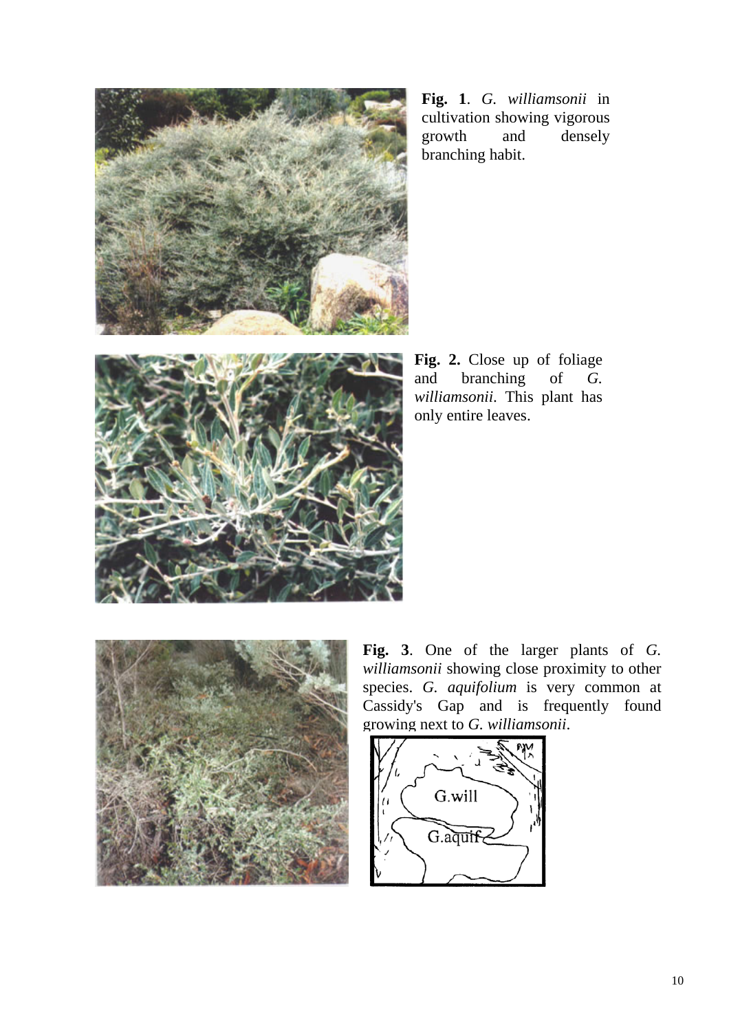**Fig. 1**. *G. williamsonii* in cultivation showing vigorous growth and densely branching habit.

**Fig. 2.** Close up of foliage and branching of *G. williamsonii*. This plant has only entire leaves.

**Fig. 3**. One of the larger plants of *G. williamsonii* showing close proximity to other species. *G. aquifolium* is very common at Cassidy's Gap and is frequently found growing next to *G. williamsonii*.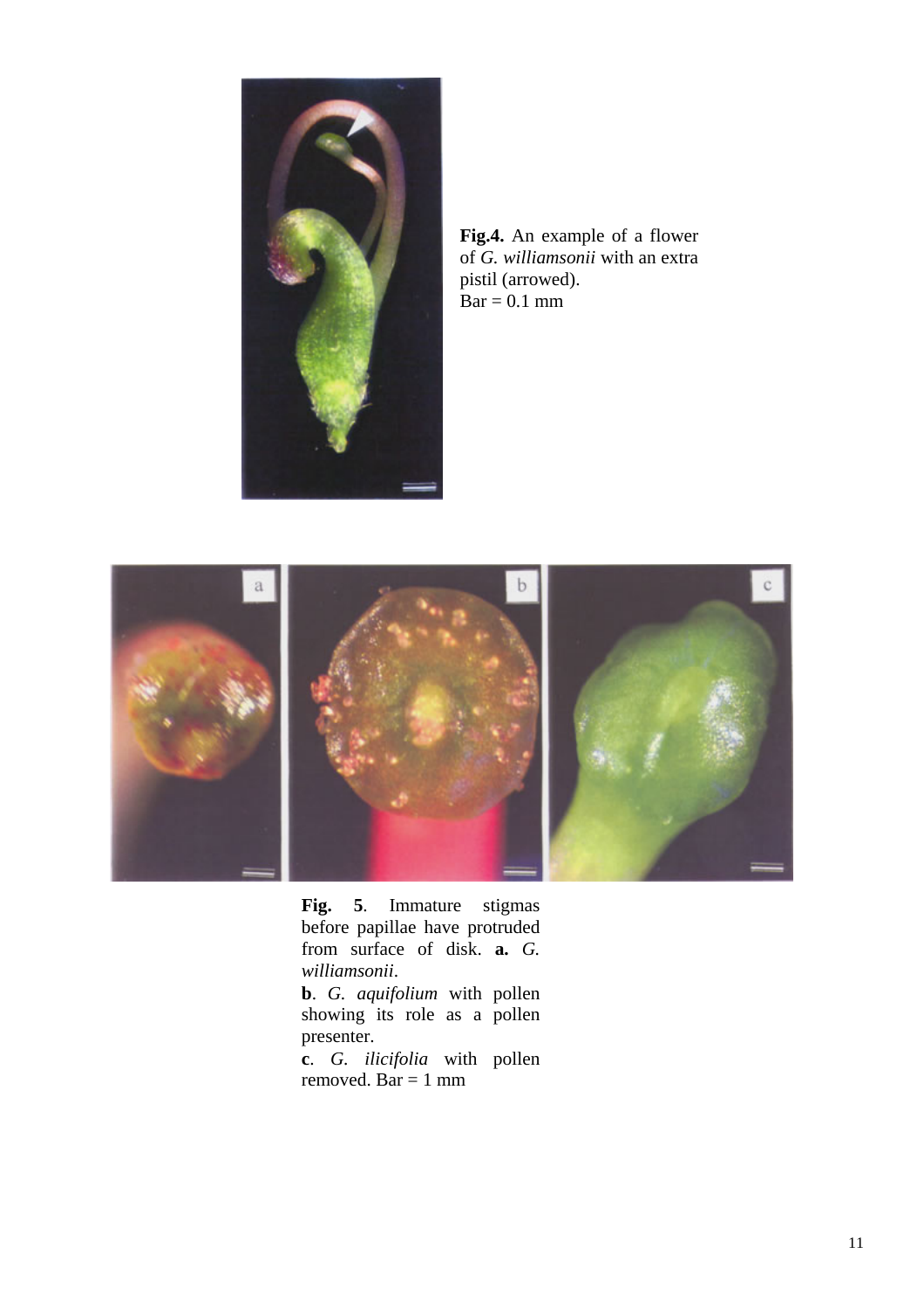**Fig.4.** An example of a flower of *G. williamsonii* with an extra pistil (arrowed). Bar = 0.1 mm

**Fig. 5**. Immature stigmas before papillae have protruded from surface of disk. **a.** *G. williamsonii*.

**b**. *G. aquifolium* with pollen showing its role as a pollen presenter.

**c**. *G. ilicifolia* with pollen removed. Bar = 1 mm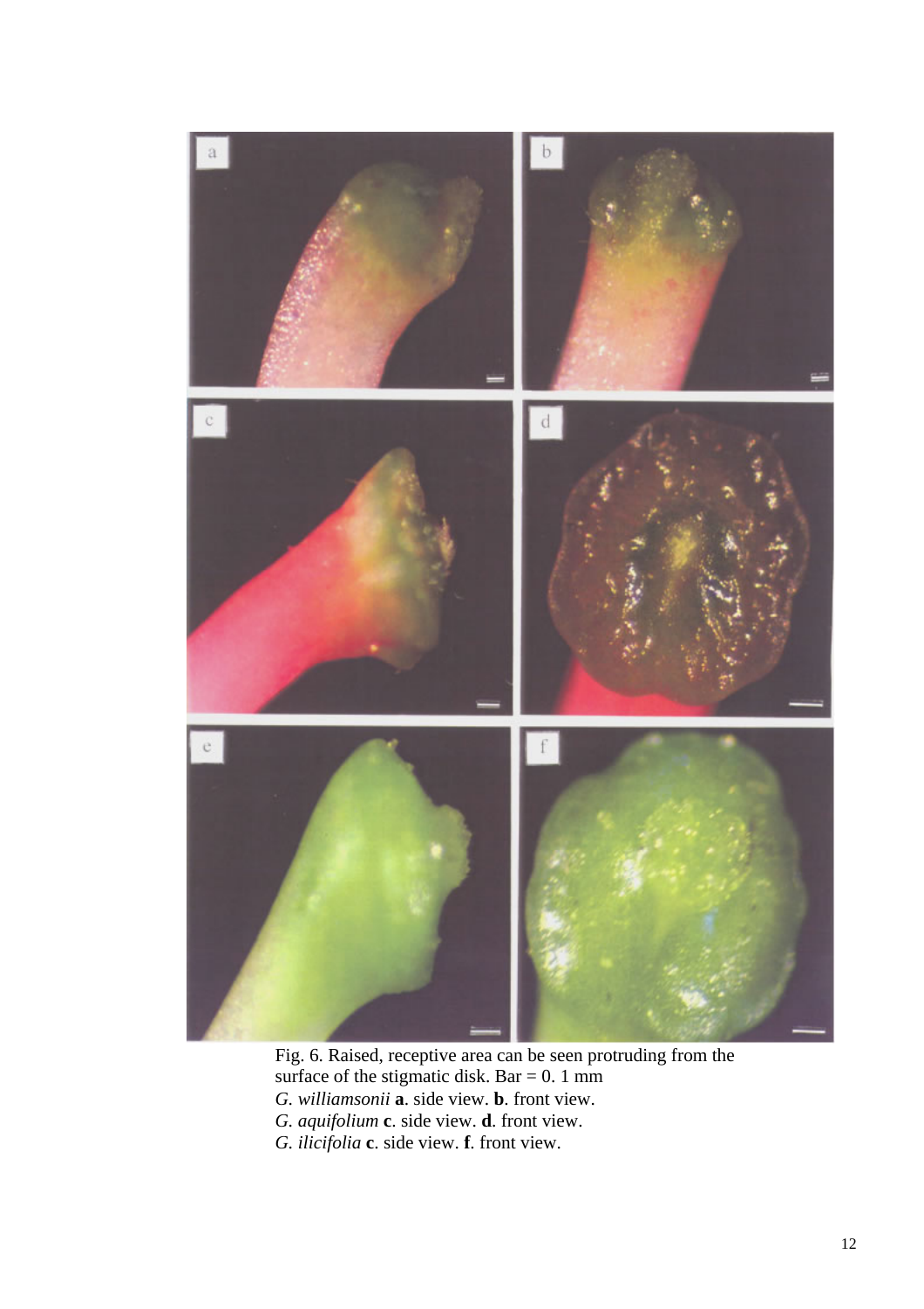Fig. 6. Raised, receptive area can be seen protruding from the surface of the stigmatic disk. Bar = 0. 1 mm
*G. williamsonii* **a**. side view. **b**. front view.
*G. aquifolium* **c**. side view. **d**. front view.
*G. ilicifolia* **c**. side view. **f**. front view.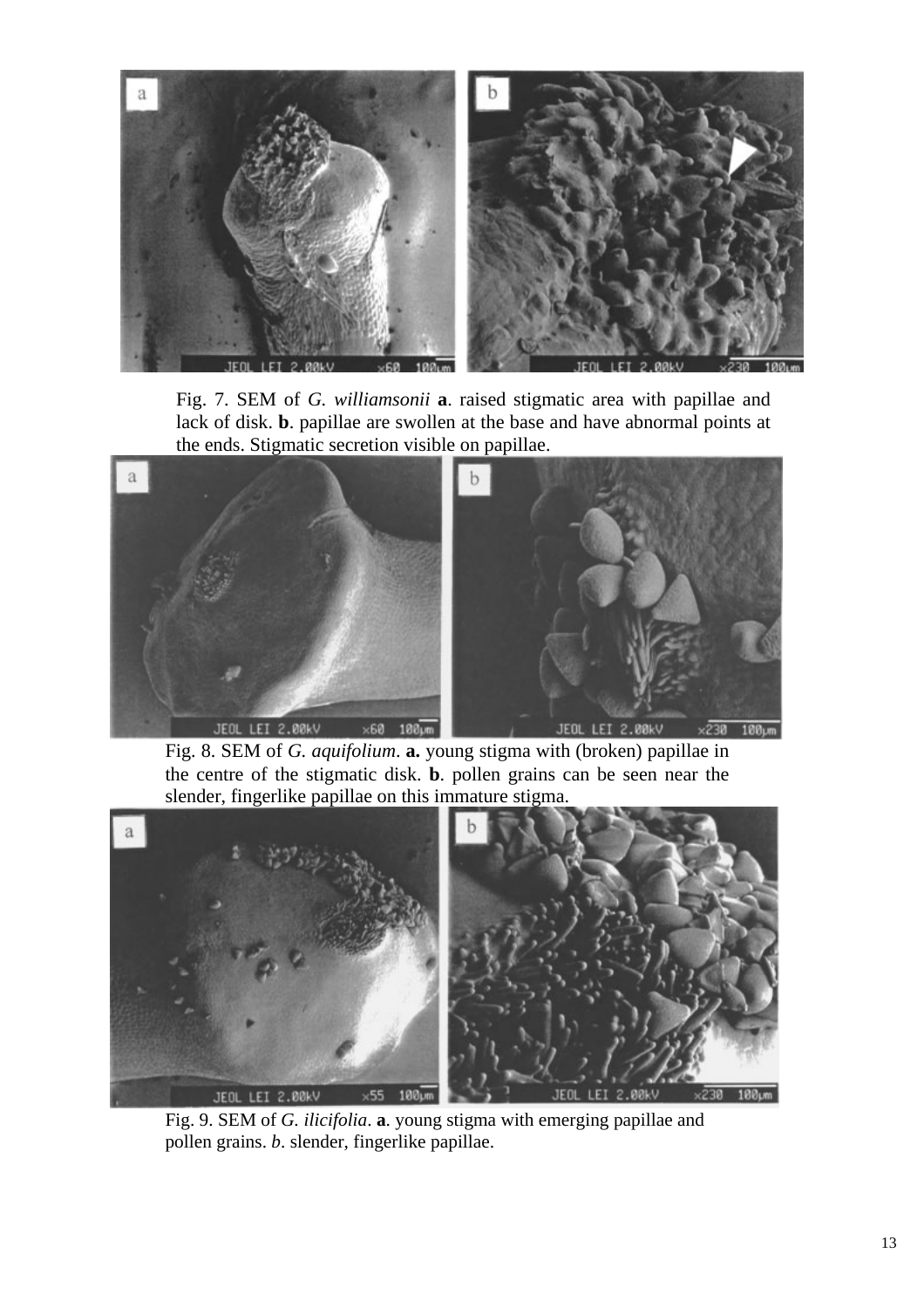Fig. 7. SEM of *G. williamsonii* **a**. raised stigmatic area with papillae and lack of disk. **b**. papillae are swollen at the base and have abnormal points at the ends. Stigmatic secretion visible on papillae.

Fig. 8. SEM of *G. aquifolium*. **a.** young stigma with (broken) papillae in the centre of the stigmatic disk. **b**. pollen grains can be seen near the slender, fingerlike papillae on this immature stigma.

Fig. 9. SEM of *G. ilicifolia*. **a**. young stigma with emerging papillae and pollen grains. *b*. slender, fingerlike papillae.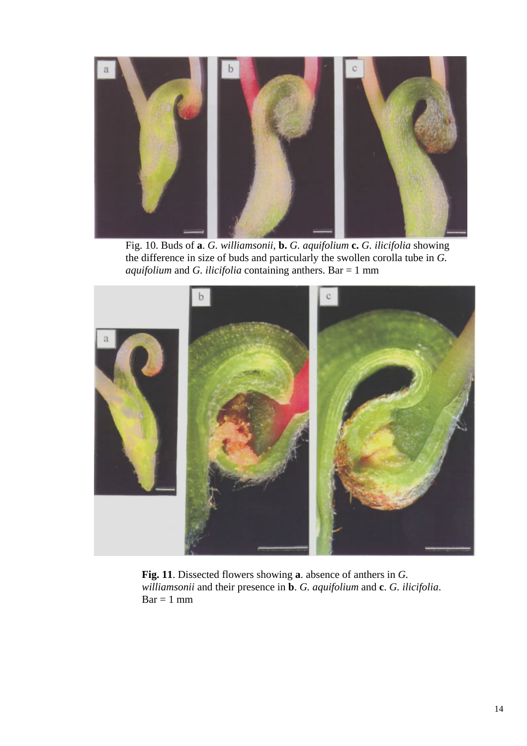Fig. 10. Buds of **a**. *G. williamsonii*, **b.** *G. aquifolium* **c.** *G. ilicifolia* showing the difference in size of buds and particularly the swollen corolla tube in *G. aquifolium* and *G. ilicifolia* containing anthers. Bar = 1 mm

**Fig. 11**. Dissected flowers showing **a**. absence of anthers in *G. williamsonii* and their presence in **b**. *G. aquifolium* and **c**. *G. ilicifolia*. Bar = 1 mm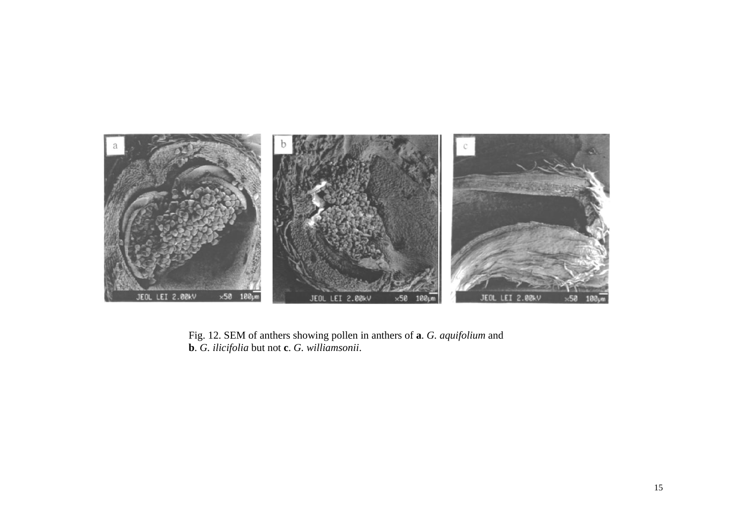Fig. 12. SEM of anthers showing pollen in anthers of **a**. *G. aquifolium* and **b**. *G. ilicifolia* but not **c**. *G. williamsonii*.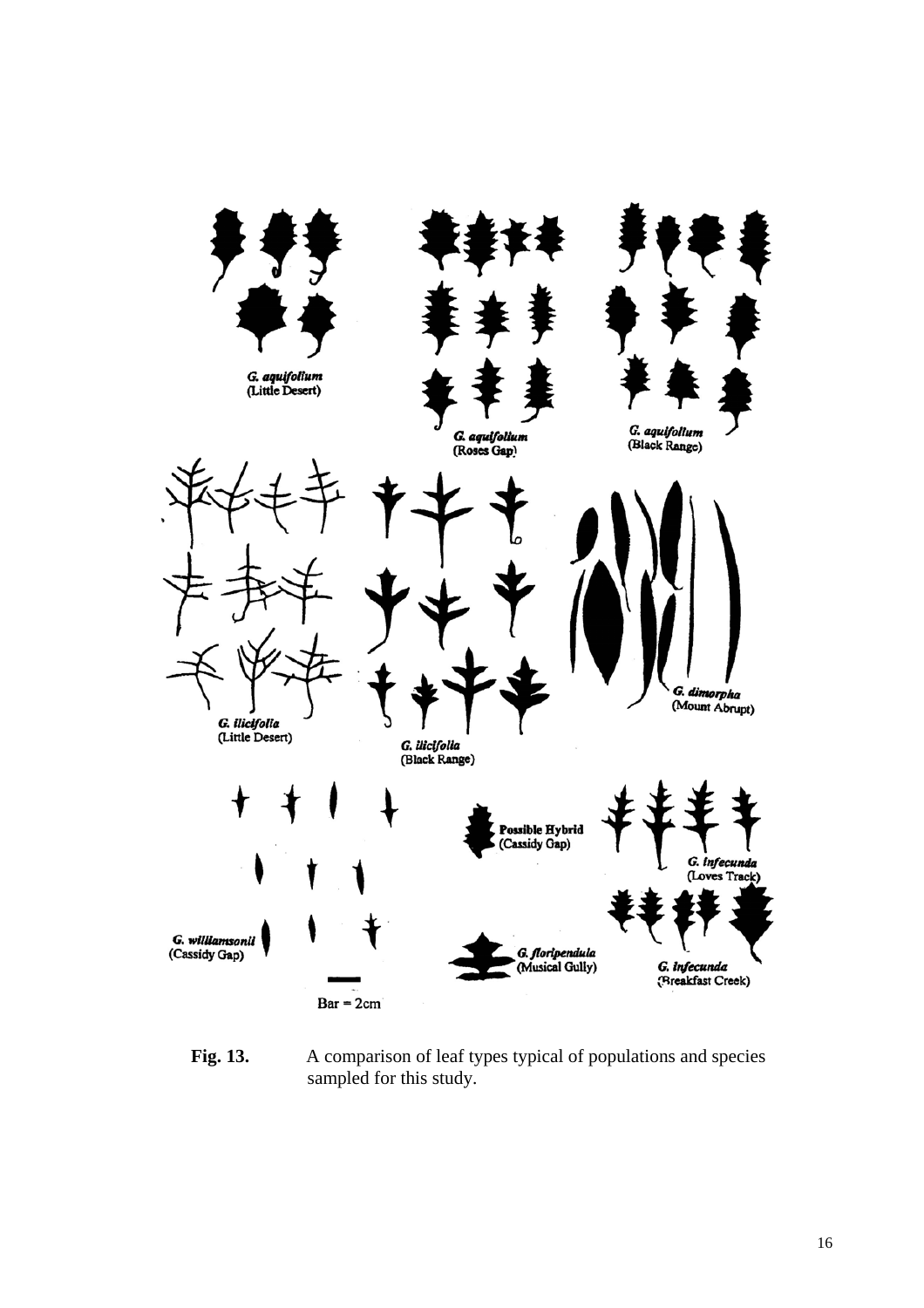**Fig. 13.** A comparison of leaf types typical of populations and species sampled for this study.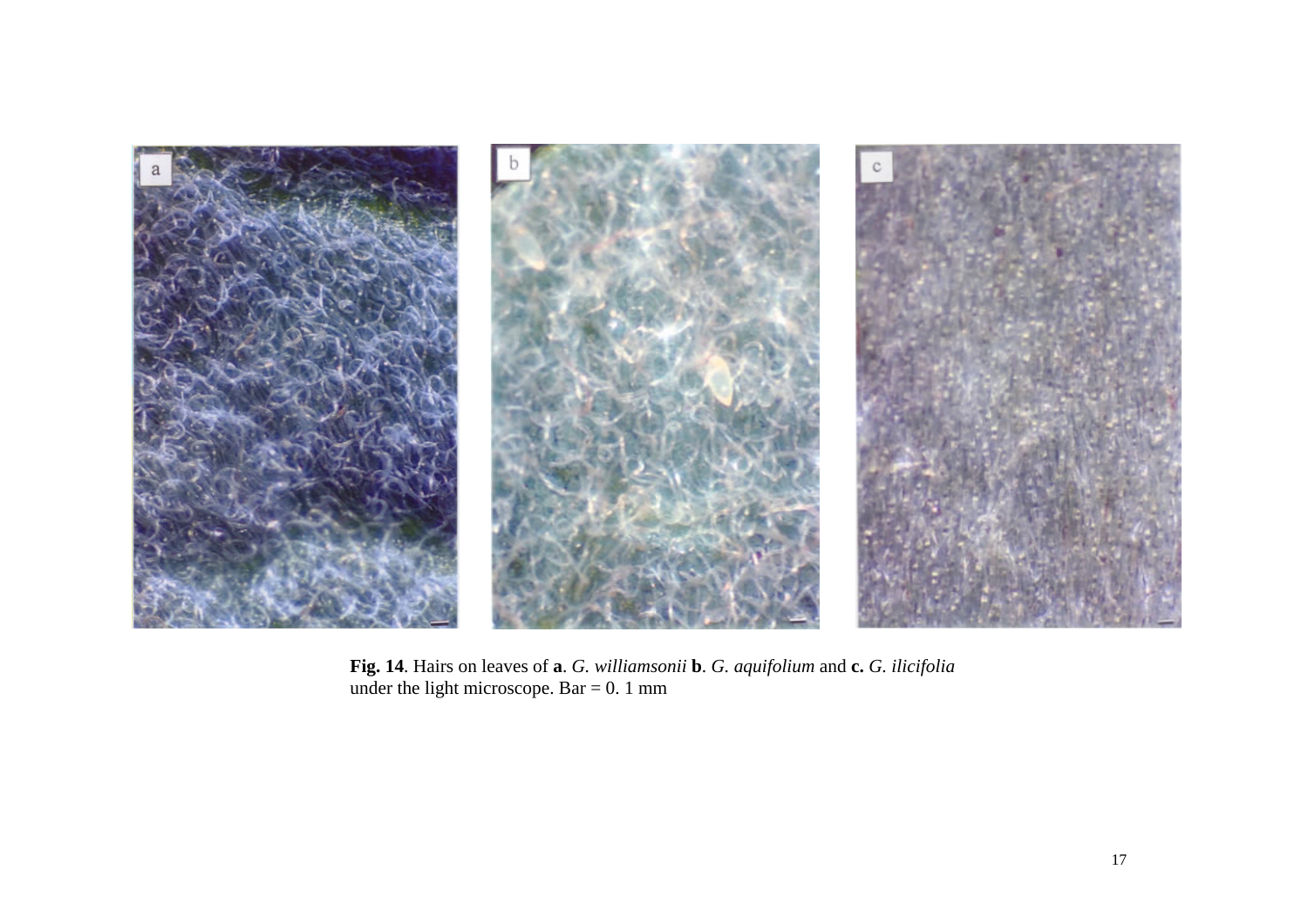**Fig. 14**. Hairs on leaves of **a**. *G. williamsonii* **b**. *G. aquifolium* and **c.** *G. ilicifolia* under the light microscope. Bar = 0. 1 mm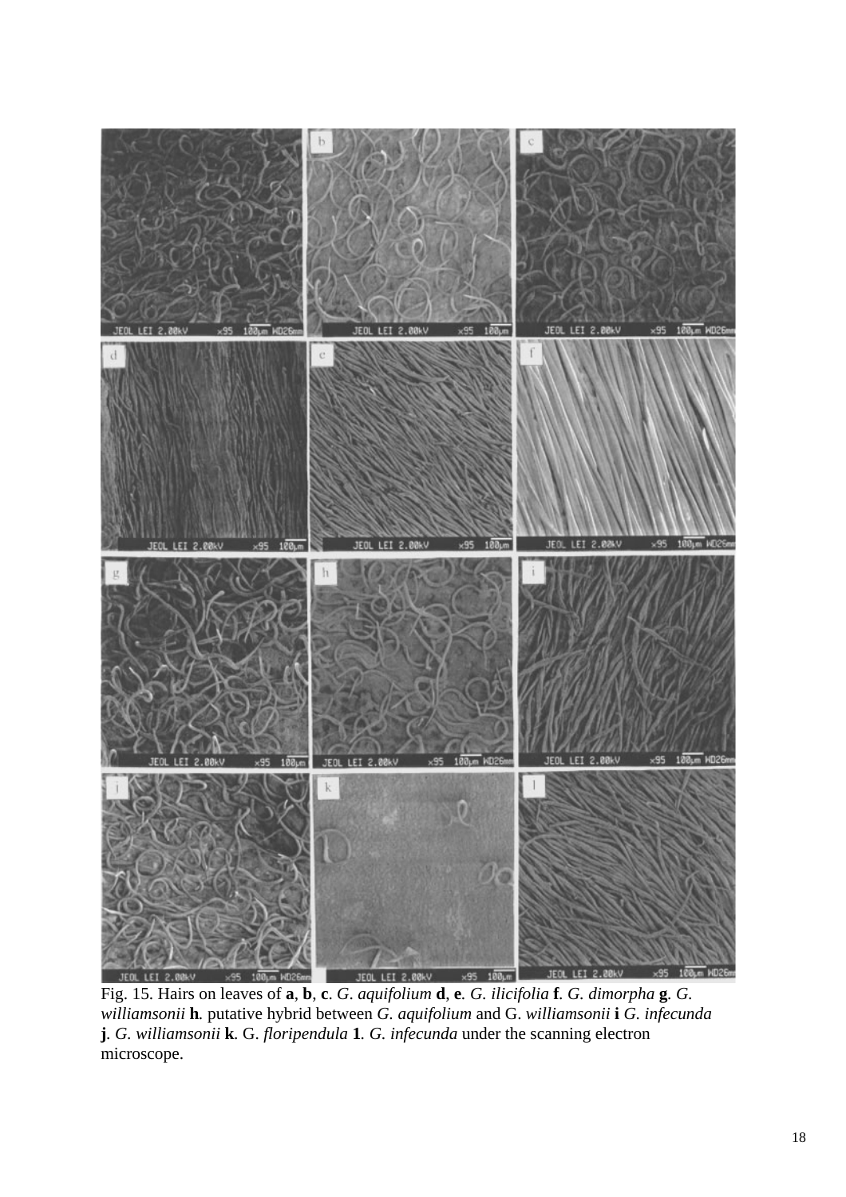Fig. 15. Hairs on leaves of **a**, **b**, **c**. *G. aquifolium* **d**, **e**. *G. ilicifolia* **f**. *G. dimorpha* **g**. *G. williamsonii* **h**. putative hybrid between *G. aquifolium* and G. *williamsonii* **i** *G. infecunda* **j**. *G. williamsonii* **k**. G. *floripendula* **1**. *G. infecunda* under the scanning electron microscope.